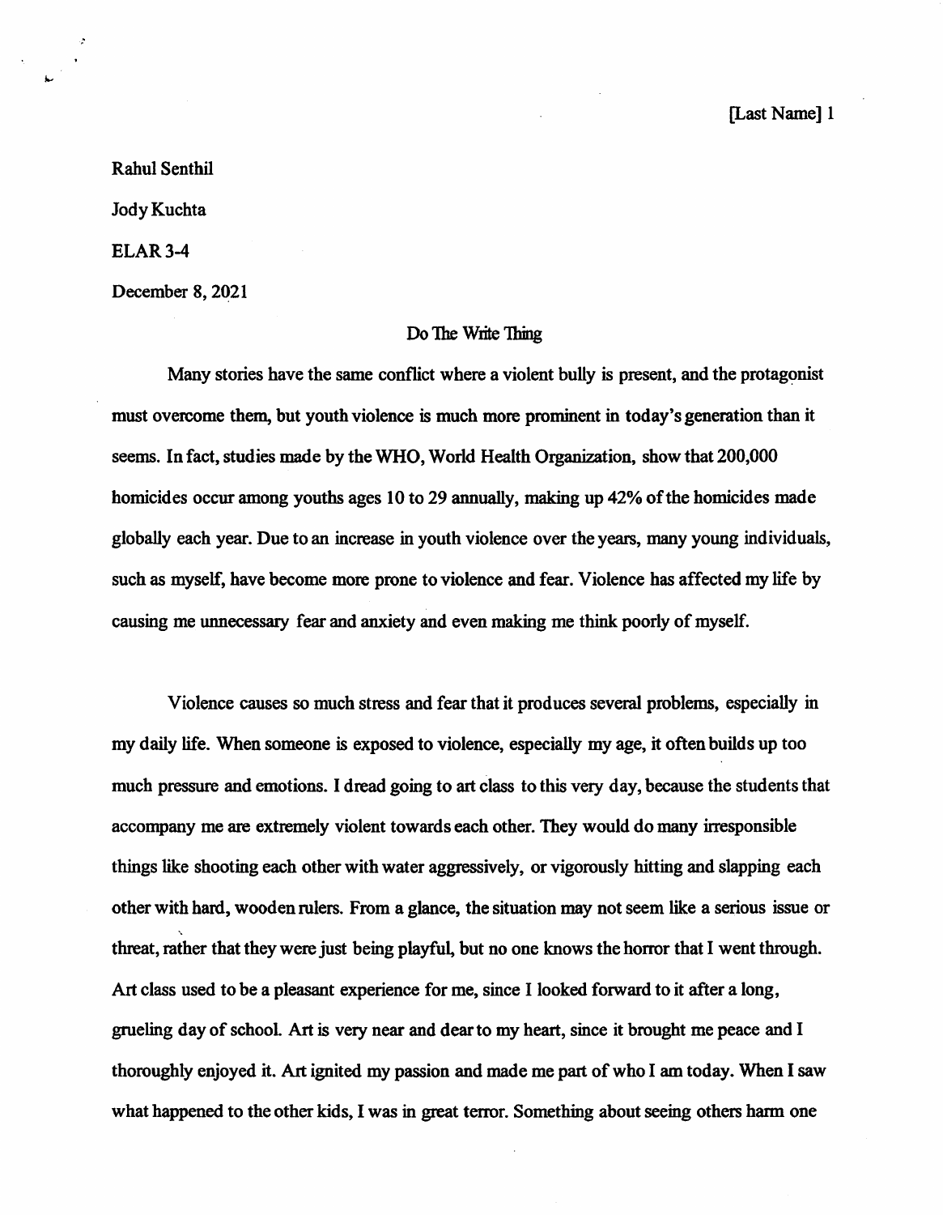Rahul Senthil

Jody Kuchta

ELAR 3-4

December 8, 2021

# Do The Write Thing

Many stories have the same conflict where a violent bully is present, and the protagonist must overcome them, but youth violence is much more prominent in today's generation than it seems. In fact, studies made by the WHO, World Health Organization, show that 200,000 homicides occur among youths ages 10 to 29 annually, making up 42% of the homicides made globally each year. Due to an increase in youth violence over the years, many young individuals, such as myself, have become more prone to violence and fear. Violence has affected my life by causing me unnecessary fear and anxiety and even making me think poorly of myself.

Violence causes so much stress and fear that it produces several problems, especially in my daily life. When someone is exposed to violence, especially my age, it often builds up too much pressure and emotions. I dread going to art class to this very day, because the students that accompany me are extremely violent towards each other. They would do many irresponsible things like shooting each other with water aggressively, or vigorously hitting and slapping each other with hard, wooden rulers. From a glance, the situation may not seem like a serious issue or threat, rather that they were just being playful, but no one knows the horror that I went through. Art class used to be a pleasant experience for me, since I looked forward to it after a long, grueling day of school. Art is very near and dear to my heart, since it brought me peace and I thoroughly enjoyed it. Art ignited my passion and made me part of who I am today. When I saw what happened to the other kids, I was in great terror. Something about seeing others harm one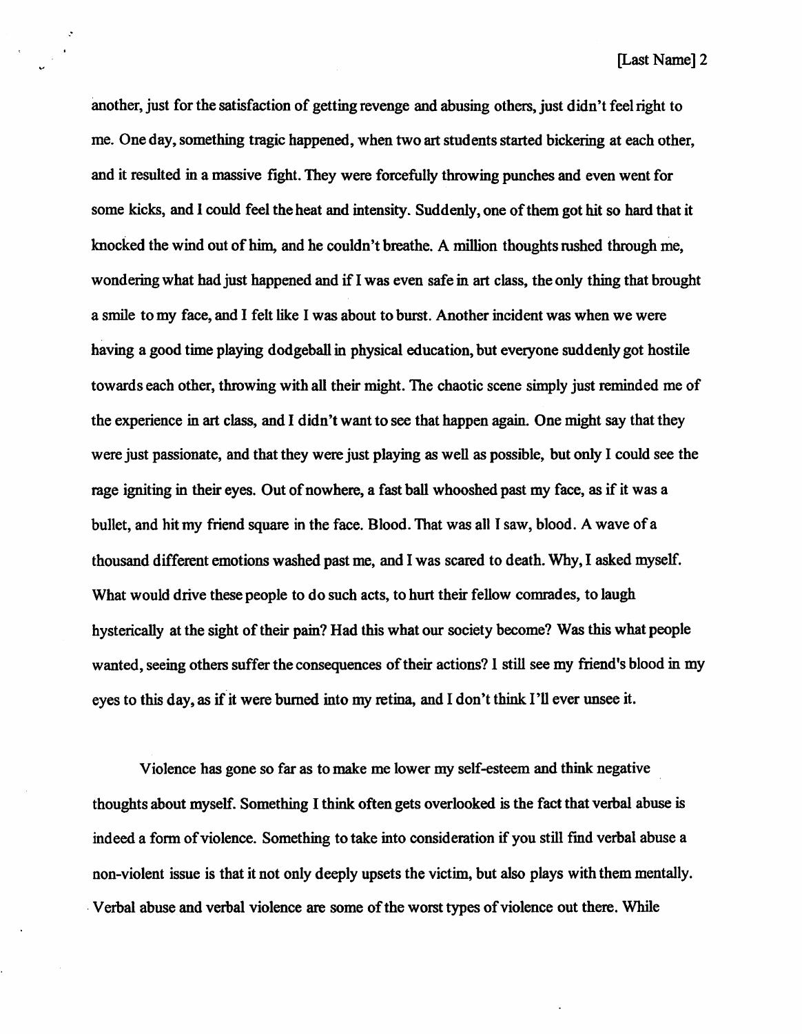another, just for the satisfaction of getting revenge and abusing others, just didn't feel right to me. One day, something tragic happened, when two art students started bickering at each other, and it resulted in a massive fight. They were forcefully throwing punches and even went for some kicks, and I could feel the heat and intensity. Suddenly, one of them got hit so hard that it knocked the wind out of him, and he couldn't breathe. A million thoughts rushed through me, wondering what had just happened and if I was even safe in art class, the only thing that brought a smile to my face, and I felt like I was about to burst. Another incident was when we were having a good time playing dodgeball in physical education, but everyone suddenly got hostile towards each other, throwing with all their might. The chaotic scene simply just reminded me of the experience in art class, and I didn't want to see that happen again. One might say that they were just passionate, and that they were just playing as well as possible, but only I could see the rage igniting in their eyes. Out of nowhere, a fast ball whooshed past my face, as if it was a bullet, and hit my friend square in the face. Blood. That was all I saw, blood. A wave of a thousand different emotions washed past me, and I was scared to death. Why, I asked myself. What would drive these people to do such acts, to hurt their fellow comrades, to laugh hysterically at the sight of their pain? Had this what our society become? Was this what people wanted, seeing others suffer the consequences of their actions? I still see my friend's blood in my eyes to this day, as if it were burned into my retina, and I don't think I'll ever unsee it.

Violence has gone so far as to make me lower my self-esteem and think negative thoughts about myself. Something I think often gets overlooked is the fact that verbal abuse is indeed a form of violence. Something to take into consideration if you still find verbal abuse a non-violent issue is that it not only deeply upsets the victim, but also plays with them mentally. Verbal abuse and verbal violence are some of the worst types of violence out there. While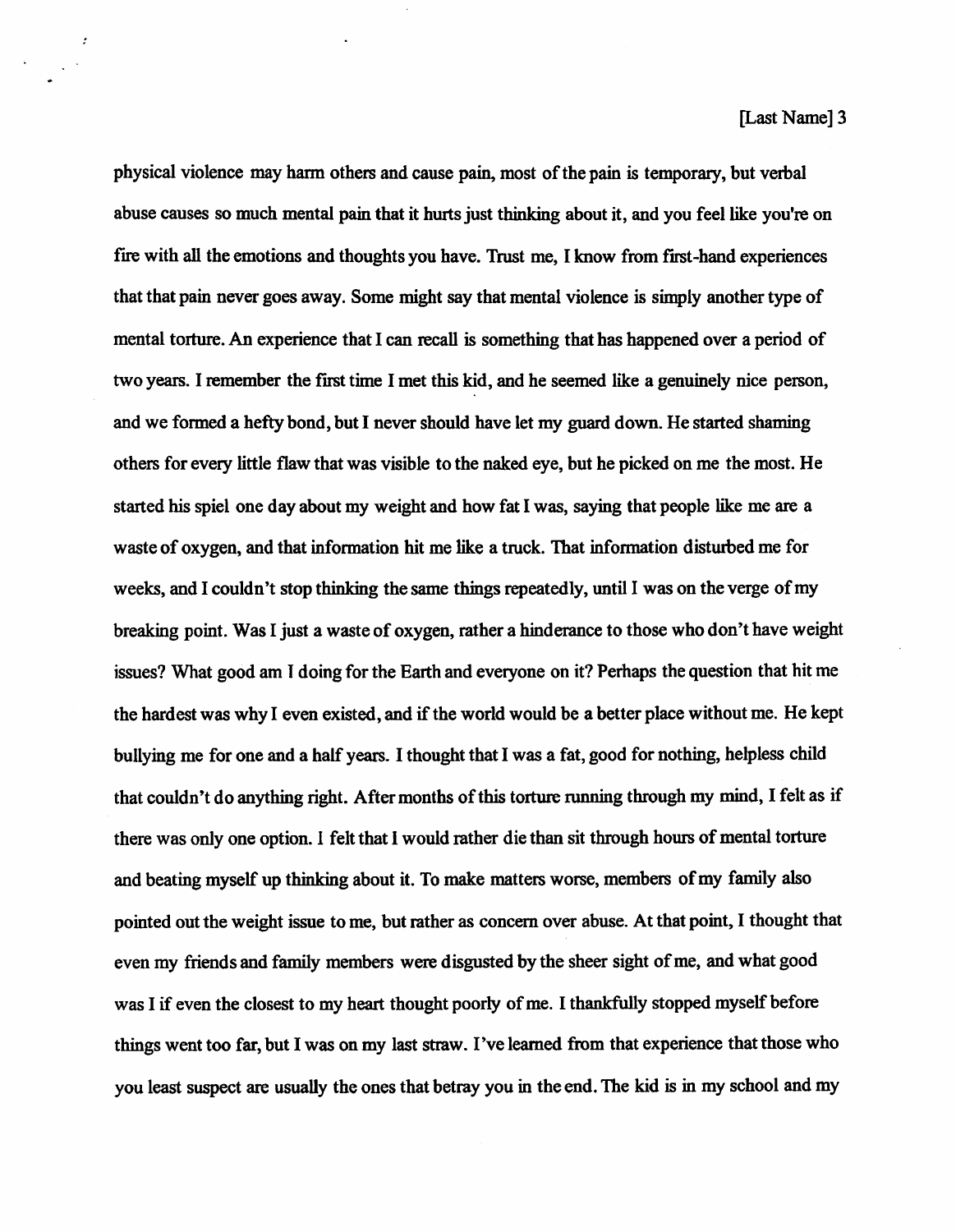physical violence may harm others and cause pain, most of the pain is temporary, but verbal abuse causes so much mental pain that it hurts just thinking about it, and you feel like you're on fire with all the emotions and thoughts you have. Trust me, I know from first-hand experiences that that pain never goes away. Some might say that mental violence is simply another type of mental torture. An experience that I can recall is something that has happened over a period of two years. I remember the first time I met this kid, and he seemed like a genuinely nice person, and we formed a hefty bond, but I never should have let my guard down. He started shaming others for every little flaw that was visible to the naked eye, but he picked on me the most. He started his spiel one day about my weight and how fat I was, saying that people like me are a waste of oxygen, and that information hit me like a truck. That information disturbed me for weeks, and I couldn't stop thinking the same things repeatedly, until I was on the verge of my breaking point. Was I just a waste of oxygen, rather a hinderance to those who don't have weight issues? What good am I doing for the Earth and everyone on it? Perhaps the question that hit me the hardest was why I even existed, and if the world would be a better place without me. He kept bullying me for one and a half years. I thought that I was a fat, good for nothing, helpless child that couldn't do anything right. After months of this torture running through my mind, I felt as if there was only one option. I felt that I would rather die than sit through hours of mental torture and beating myself up thinking about it. To make matters worse, members of my family also pointed out the weight issue to me, but rather as concern over abuse. At that point, I thought that even my friends and family members were disgusted by the sheer sight of me, and what good was I if even the closest to my heart thought poorly of me. I thankfully stopped myself before things went too far, but I was on my last straw. I've learned from that experience that those who you least suspect are usually the ones that betray you in the end. The kid is in my school and my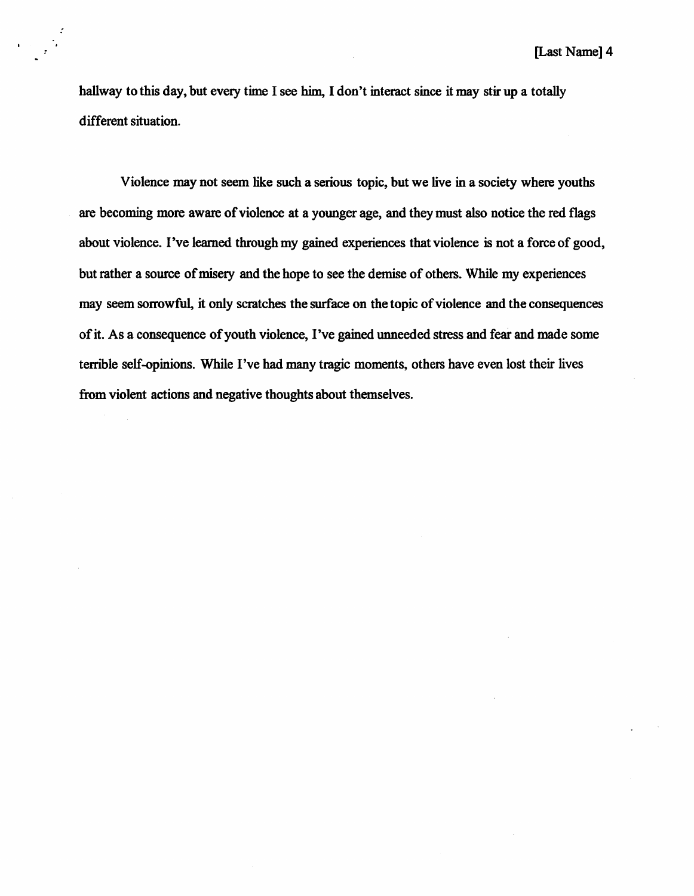hallway to this day, but every time I see him, I don't interact since it may stir up a totally different situation.

Violence may not seem like such a serious topic, but we live in a society where youths are becoming more aware of violence at a younger age, and they must also notice the red flags about violence. I've learned through my gained experiences that violence is not a force of good, but rather a source of misery and the hope to see the demise of others. While my experiences may seem sorrowful, it only scratches the surface on the topic of violence and the consequences of it. As a consequence of youth violence, I've gained unneeded stress and fear and made some terrible self-opinions. While I've had many tragic moments, others have even lost their lives from violent actions and negative thoughts about themselves.